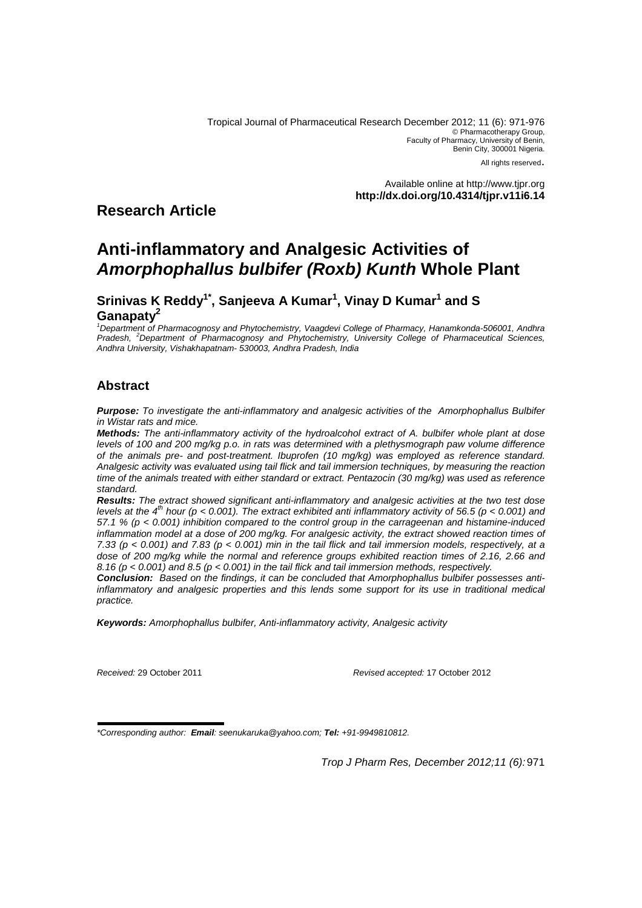Tropical Journal of Pharmaceutical Research December 2012; 11 (6): 971-976
© Pharmacotherapy Group,
Faculty of Pharmacy, University of Benin,
Benin City, 300001 Nigeria.
All rights reserved.

Available online at http://www.tjpr.org
**http://dx.doi.org/10.4314/tjpr.v11i6.14**

## Research Article

# Anti-inflammatory and Analgesic Activities of *Amorphophallus bulbifer (Roxb) Kunth* Whole Plant

**Srinivas K Reddy[1*], Sanjeeva A Kumar[1], Vinay D Kumar[1] and S Ganapaty[2]**

*[1]Department of Pharmacognosy and Phytochemistry, Vaagdevi College of Pharmacy, Hanamkonda-506001, Andhra Pradesh, [2]Department of Pharmacognosy and Phytochemistry, University College of Pharmaceutical Sciences, Andhra University, Vishakhapatnam- 530003, Andhra Pradesh, India*

## Abstract

***Purpose:*** *To investigate the anti-inflammatory and analgesic activities of the Amorphophallus Bulbifer in Wistar rats and mice.*

***Methods:*** *The anti-inflammatory activity of the hydroalcohol extract of A. bulbifer whole plant at dose levels of 100 and 200 mg/kg p.o. in rats was determined with a plethysmograph paw volume difference of the animals pre- and post-treatment. Ibuprofen (10 mg/kg) was employed as reference standard. Analgesic activity was evaluated using tail flick and tail immersion techniques, by measuring the reaction time of the animals treated with either standard or extract. Pentazocin (30 mg/kg) was used as reference standard.*

***Results:*** *The extract showed significant anti-inflammatory and analgesic activities at the two test dose levels at the $4^{th}$ hour ($p < 0.001$). The extract exhibited anti inflammatory activity of 56.5 ($p < 0.001$) and 57.1 % ($p < 0.001$) inhibition compared to the control group in the carrageenan and histamine-induced inflammation model at a dose of 200 mg/kg. For analgesic activity, the extract showed reaction times of 7.33 ($p < 0.001$) and 7.83 ($p < 0.001$) min in the tail flick and tail immersion models, respectively, at a dose of 200 mg/kg while the normal and reference groups exhibited reaction times of 2.16, 2.66 and 8.16 ($p < 0.001$) and 8.5 ($p < 0.001$) in the tail flick and tail immersion methods, respectively.*

***Conclusion:*** *Based on the findings, it can be concluded that Amorphophallus bulbifer possesses anti-inflammatory and analgesic properties and this lends some support for its use in traditional medical practice.*

***Keywords:*** *Amorphophallus bulbifer, Anti-inflammatory activity, Analgesic activity*

*Received:* 29 October 2011 *Revised accepted:* 17 October 2012

*\*Corresponding author: **Email**: seenukaruka@yahoo.com; **Tel:** +91-9949810812.*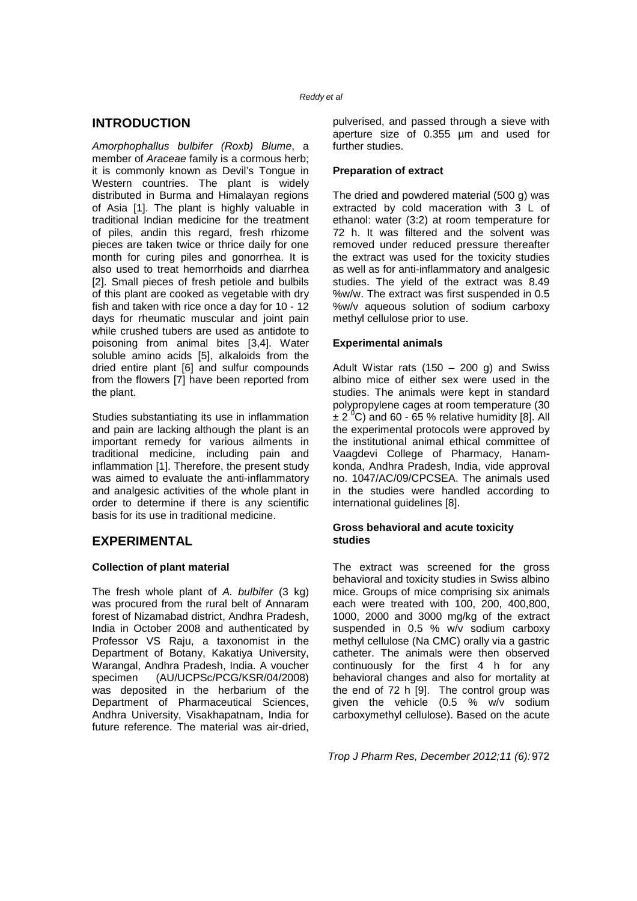## INTRODUCTION

*Amorphophallus bulbifer (Roxb) Blume*, a member of *Araceae* family is a cormous herb; it is commonly known as Devil's Tongue in Western countries. The plant is widely distributed in Burma and Himalayan regions of Asia [1]. The plant is highly valuable in traditional Indian medicine for the treatment of piles, andin this regard, fresh rhizome pieces are taken twice or thrice daily for one month for curing piles and gonorrhea. It is also used to treat hemorrhoids and diarrhea [2]. Small pieces of fresh petiole and bulbils of this plant are cooked as vegetable with dry fish and taken with rice once a day for 10 - 12 days for rheumatic muscular and joint pain while crushed tubers are used as antidote to poisoning from animal bites [3,4]. Water soluble amino acids [5], alkaloids from the dried entire plant [6] and sulfur compounds from the flowers [7] have been reported from the plant.

Studies substantiating its use in inflammation and pain are lacking although the plant is an important remedy for various ailments in traditional medicine, including pain and inflammation [1]. Therefore, the present study was aimed to evaluate the anti-inflammatory and analgesic activities of the whole plant in order to determine if there is any scientific basis for its use in traditional medicine.

## EXPERIMENTAL

### Collection of plant material

The fresh whole plant of *A. bulbifer* (3 kg) was procured from the rural belt of Annaram forest of Nizamabad district, Andhra Pradesh, India in October 2008 and authenticated by Professor VS Raju, a taxonomist in the Department of Botany, Kakatiya University, Warangal, Andhra Pradesh, India. A voucher specimen (AU/UCPSc/PCG/KSR/04/2008) was deposited in the herbarium of the Department of Pharmaceutical Sciences, Andhra University, Visakhapatnam, India for future reference. The material was air-dried, pulverised, and passed through a sieve with aperture size of 0.355 µm and used for further studies.

### Preparation of extract

The dried and powdered material (500 g) was extracted by cold maceration with 3 L of ethanol: water (3:2) at room temperature for 72 h. It was filtered and the solvent was removed under reduced pressure thereafter the extract was used for the toxicity studies as well as for anti-inflammatory and analgesic studies. The yield of the extract was 8.49 %w/w. The extract was first suspended in 0.5 %w/v aqueous solution of sodium carboxy methyl cellulose prior to use.

### Experimental animals

Adult Wistar rats (150 – 200 g) and Swiss albino mice of either sex were used in the studies. The animals were kept in standard polypropylene cages at room temperature (30 $\pm$ 2 $^{0}$C) and 60 - 65 % relative humidity [8]. All the experimental protocols were approved by the institutional animal ethical committee of Vaagdevi College of Pharmacy, Hanamkonda, Andhra Pradesh, India, vide approval no. 1047/AC/09/CPCSEA. The animals used in the studies were handled according to international guidelines [8].

### Gross behavioral and acute toxicity studies

The extract was screened for the gross behavioral and toxicity studies in Swiss albino mice. Groups of mice comprising six animals each were treated with 100, 200, 400,800, 1000, 2000 and 3000 mg/kg of the extract suspended in 0.5 % w/v sodium carboxy methyl cellulose (Na CMC) orally via a gastric catheter. The animals were then observed continuously for the first 4 h for any behavioral changes and also for mortality at the end of 72 h [9]. The control group was given the vehicle (0.5 % w/v sodium carboxymethyl cellulose). Based on the acute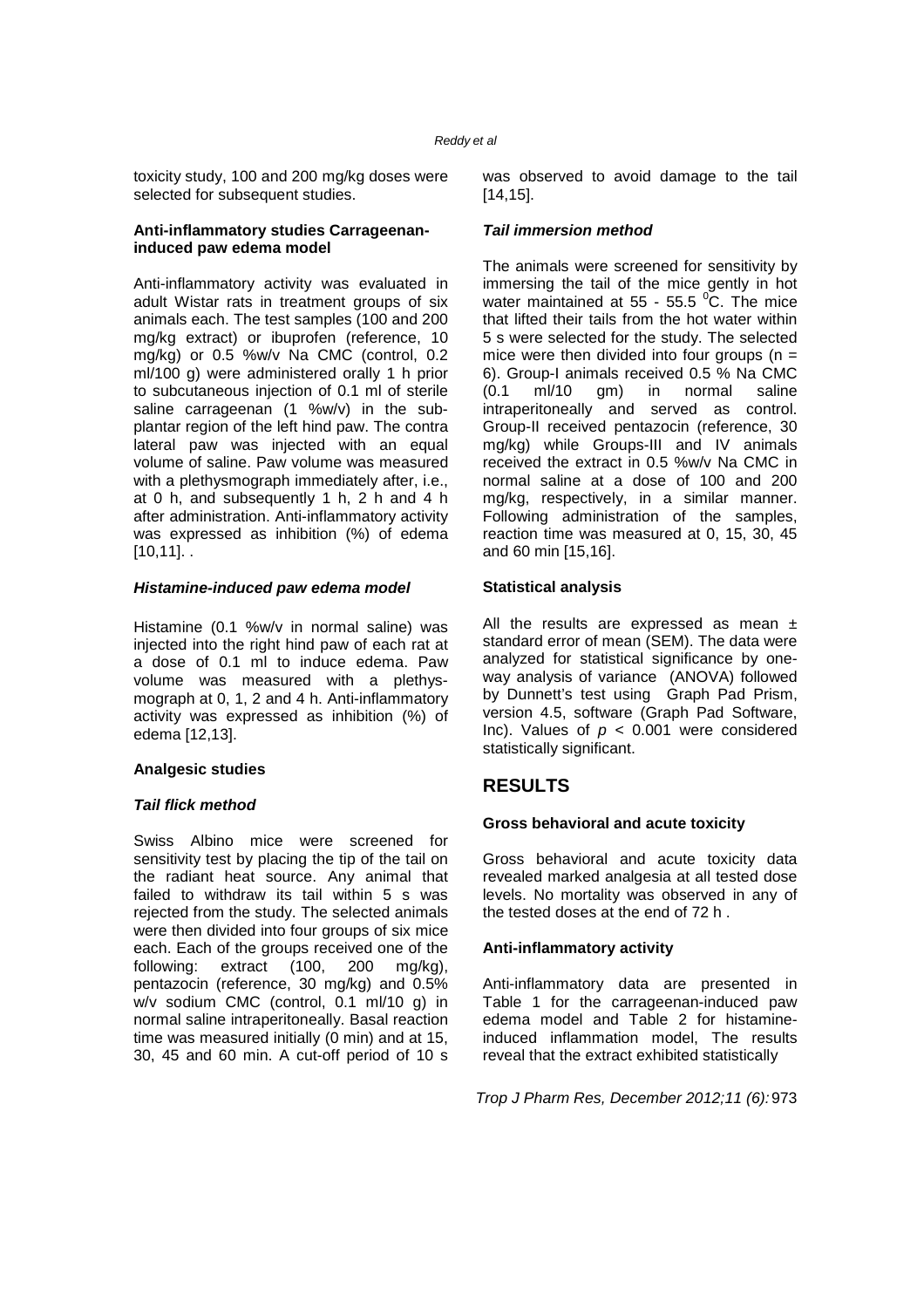toxicity study, 100 and 200 mg/kg doses were selected for subsequent studies.

**Anti-inflammatory studies Carrageenan-induced paw edema model**

Anti-inflammatory activity was evaluated in adult Wistar rats in treatment groups of six animals each. The test samples (100 and 200 mg/kg extract) or ibuprofen (reference, 10 mg/kg) or 0.5 %w/v Na CMC (control, 0.2 ml/100 g) were administered orally 1 h prior to subcutaneous injection of 0.1 ml of sterile saline carrageenan (1 %w/v) in the sub-plantar region of the left hind paw. The contra lateral paw was injected with an equal volume of saline. Paw volume was measured with a plethysmograph immediately after, i.e., at 0 h, and subsequently 1 h, 2 h and 4 h after administration. Anti-inflammatory activity was expressed as inhibition (%) of edema [10,11]. .

***Histamine-induced paw edema model***

Histamine (0.1 %w/v in normal saline) was injected into the right hind paw of each rat at a dose of 0.1 ml to induce edema. Paw volume was measured with a plethysmograph at 0, 1, 2 and 4 h. Anti-inflammatory activity was expressed as inhibition (%) of edema [12,13].

**Analgesic studies**

***Tail flick method***

Swiss Albino mice were screened for sensitivity test by placing the tip of the tail on the radiant heat source. Any animal that failed to withdraw its tail within 5 s was rejected from the study. The selected animals were then divided into four groups of six mice each. Each of the groups received one of the following: extract (100, 200 mg/kg), pentazocin (reference, 30 mg/kg) and 0.5% w/v sodium CMC (control, 0.1 ml/10 g) in normal saline intraperitoneally. Basal reaction time was measured initially (0 min) and at 15, 30, 45 and 60 min. A cut-off period of 10 s was observed to avoid damage to the tail [14,15].

***Tail immersion method***

The animals were screened for sensitivity by immersing the tail of the mice gently in hot water maintained at 55 - 55.5 $^{0}$C. The mice that lifted their tails from the hot water within 5 s were selected for the study. The selected mice were then divided into four groups (n = 6). Group-I animals received 0.5 % Na CMC (0.1 ml/10 gm) in normal saline intraperitoneally and served as control. Group-II received pentazocin (reference, 30 mg/kg) while Groups-III and IV animals received the extract in 0.5 %w/v Na CMC in normal saline at a dose of 100 and 200 mg/kg, respectively, in a similar manner. Following administration of the samples, reaction time was measured at 0, 15, 30, 45 and 60 min [15,16].

**Statistical analysis**

All the results are expressed as mean ± standard error of mean (SEM). The data were analyzed for statistical significance by one-way analysis of variance (ANOVA) followed by Dunnett's test using Graph Pad Prism, version 4.5, software (Graph Pad Software, Inc). Values of $p < 0.001$ were considered statistically significant.

## RESULTS

**Gross behavioral and acute toxicity**

Gross behavioral and acute toxicity data revealed marked analgesia at all tested dose levels. No mortality was observed in any of the tested doses at the end of 72 h .

**Anti-inflammatory activity**

Anti-inflammatory data are presented in Table 1 for the carrageenan-induced paw edema model and Table 2 for histamine-induced inflammation model, The results reveal that the extract exhibited statistically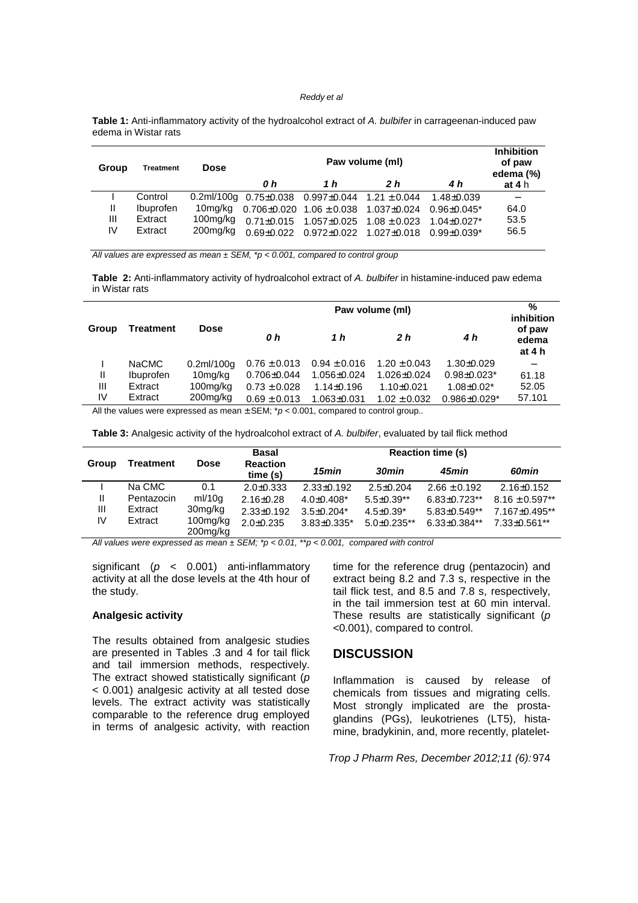**Table 1:** Anti-inflammatory activity of the hydroalcohol extract of *A. bulbifer* in carrageenan-induced paw edema in Wistar rats

| Group | Treatment | Dose | Paw volume (ml) | | | | Inhibition of paw edema (%) |
|---|---|---|---|---|---|---|---|
| | | | *0 h* | *1 h* | *2 h* | *4 h* | at 4 h |
| I | Control | 0.2ml/100g | 0.75±0.038 | 0.997±0.044 | 1.21 ± 0.044 | 1.48±0.039 | – |
| II | Ibuprofen | 10mg/kg | 0.706±0.020 | 1.06 ± 0.038 | 1.037±0.024 | 0.96±0.045* | 64.0 |
| III | Extract | 100mg/kg | 0.71±0.015 | 1.057±0.025 | 1.08 ± 0.023 | 1.04±0.027* | 53.5 |
| IV | Extract | 200mg/kg | 0.69±0.022 | 0.972±0.022 | 1.027±0.018 | 0.99±0.039* | 56.5 |

*All values are expressed as mean ± SEM, *p < 0.001, compared to control group*

**Table 2:** Anti-inflammatory activity of hydroalcohol extract of *A. bulbifer* in histamine-induced paw edema in Wistar rats

| Group | Treatment | Dose | Paw volume (ml) | | | | % inhibition of paw edema at 4 h |
|---|---|---|---|---|---|---|---|
| | | | *0 h* | *1 h* | *2 h* | *4 h* | |
| I | NaCMC | 0.2ml/100g | 0.76 ± 0.013 | 0.94 ± 0.016 | 1.20 ± 0.043 | 1.30±0.029 | – |
| II | Ibuprofen | 10mg/kg | 0.706±0.044 | 1.056±0.024 | 1.026±0.024 | 0.98±0.023* | 61.18 |
| III | Extract | 100mg/kg | 0.73 ± 0.028 | 1.14±0.196 | 1.10±0.021 | 1.08±0.02* | 52.05 |
| IV | Extract | 200mg/kg | 0.69 ± 0.013 | 1.063±0.031 | 1.02 ± 0.032 | 0.986±0.029* | 57.101 |

All the values were expressed as mean ± SEM; *$p$ < 0.001, compared to control group..

**Table 3:** Analgesic activity of the hydroalcohol extract of *A. bulbifer*, evaluated by tail flick method

| Group | Treatment | Dose | Basal Reaction time (s) | Reaction time (s) | | | |
|---|---|---|---|---|---|---|---|
| | | | | *15min* | *30min* | *45min* | *60min* |
| I | Na CMC | 0.1 ml/10g | 2.0±0.333 | 2.33±0.192 | 2.5±0.204 | 2.66 ± 0.192 | 2.16±0.152 |
| II | Pentazocin | 30mg/kg | 2.16±0.28 | 4.0±0.408* | 5.5±0.39** | 6.83±0.723** | 8.16 ± 0.597** |
| III | Extract | 100mg/kg | 2.33±0.192 | 3.5±0.204* | 4.5±0.39* | 5.83±0.549** | 7.167±0.495** |
| IV | Extract | 200mg/kg | 2.0±0.235 | 3.83±0.335* | 5.0±0.235** | 6.33±0.384** | 7.33±0.561** |

*All values were expressed as mean ± SEM; *p < 0.01, **p < 0.001, compared with control*

significant ($p$ < 0.001) anti-inflammatory activity at all the dose levels at the 4th hour of the study.

### Analgesic activity

The results obtained from analgesic studies are presented in Tables .3 and 4 for tail flick and tail immersion methods, respectively. The extract showed statistically significant ($p$ < 0.001) analgesic activity at all tested dose levels. The extract activity was statistically comparable to the reference drug employed in terms of analgesic activity, with reaction time for the reference drug (pentazocin) and extract being 8.2 and 7.3 s, respective in the tail flick test, and 8.5 and 7.8 s, respectively, in the tail immersion test at 60 min interval. These results are statistically significant ($p$ <0.001), compared to control.

## DISCUSSION

Inflammation is caused by release of chemicals from tissues and migrating cells. Most strongly implicated are the prostaglandins (PGs), leukotrienes (LT5), histamine, bradykinin, and, more recently, platelet-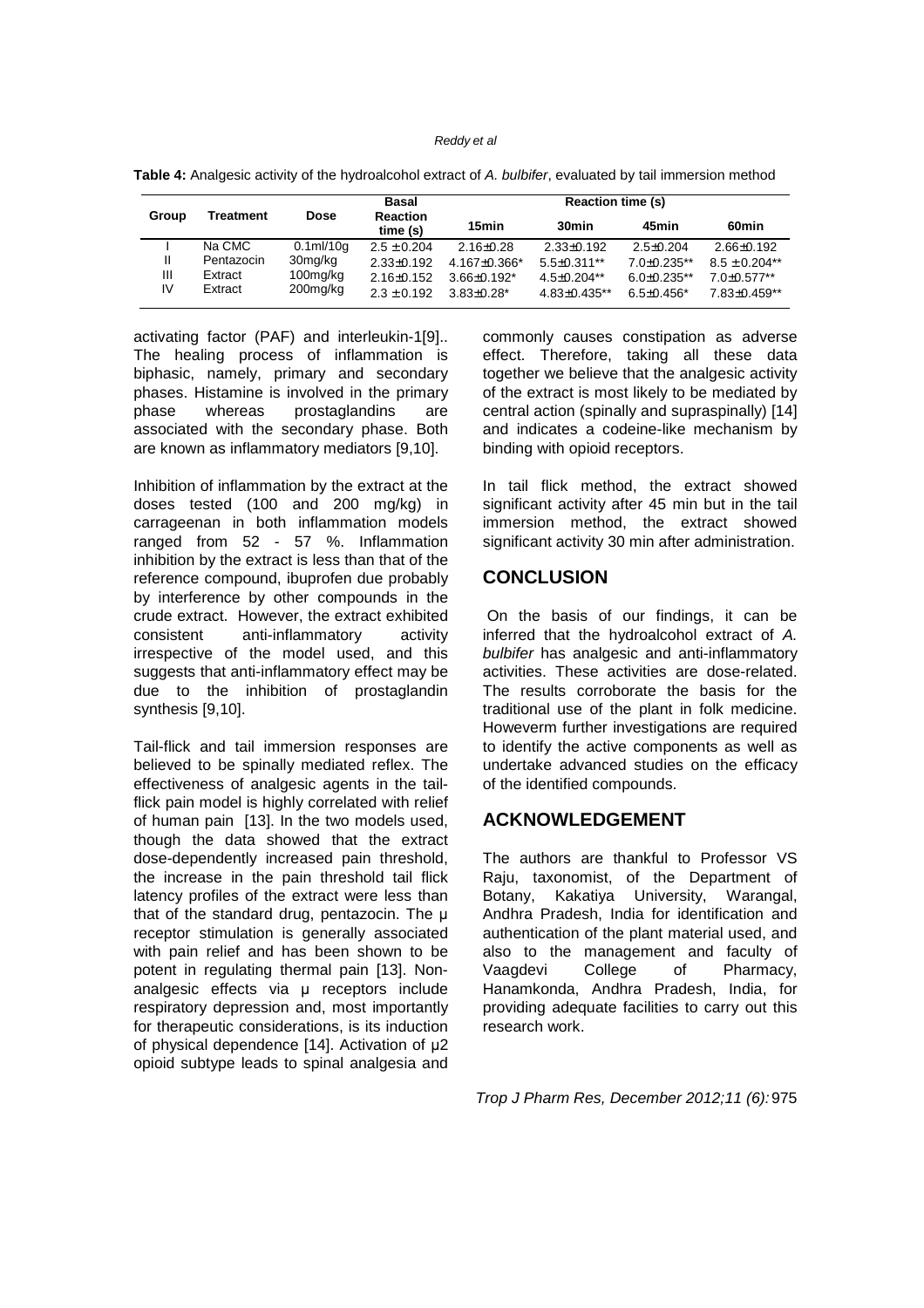**Table 4:** Analgesic activity of the hydroalcohol extract of *A. bulbifer*, evaluated by tail immersion method

| Group | Treatment | Dose | Basal Reaction time (s) | Reaction time (s) | | | |
|---|---|---|---|---|---|---|---|
| | | | | 15min | 30min | 45min | 60min |
| I | Na CMC | 0.1ml/10g | 2.5 ± 0.204 | 2.16±0.28 | 2.33±0.192 | 2.5±0.204 | 2.66±0.192 |
| II | Pentazocin | 30mg/kg | 2.33±0.192 | 4.167±0.366* | 5.5±0.311** | 7.0±0.235** | 8.5 ± 0.204** |
| III | Extract | 100mg/kg | 2.16±0.152 | 3.66±0.192* | 4.5±0.204** | 6.0±0.235** | 7.0±0.577** |
| IV | Extract | 200mg/kg | 2.3 ± 0.192 | 3.83±0.28* | 4.83±0.435** | 6.5±0.456* | 7.83±0.459** |

activating factor (PAF) and interleukin-1[9].. The healing process of inflammation is biphasic, namely, primary and secondary phases. Histamine is involved in the primary phase whereas prostaglandins are associated with the secondary phase. Both are known as inflammatory mediators [9,10].

Inhibition of inflammation by the extract at the doses tested (100 and 200 mg/kg) in carrageenan in both inflammation models ranged from 52 - 57 %. Inflammation inhibition by the extract is less than that of the reference compound, ibuprofen due probably by interference by other compounds in the crude extract. However, the extract exhibited consistent anti-inflammatory activity irrespective of the model used, and this suggests that anti-inflammatory effect may be due to the inhibition of prostaglandin synthesis [9,10].

Tail-flick and tail immersion responses are believed to be spinally mediated reflex. The effectiveness of analgesic agents in the tail-flick pain model is highly correlated with relief of human pain [13]. In the two models used, though the data showed that the extract dose-dependently increased pain threshold, the increase in the pain threshold tail flick latency profiles of the extract were less than that of the standard drug, pentazocin. The μ receptor stimulation is generally associated with pain relief and has been shown to be potent in regulating thermal pain [13]. Non-analgesic effects via μ receptors include respiratory depression and, most importantly for therapeutic considerations, is its induction of physical dependence [14]. Activation of μ2 opioid subtype leads to spinal analgesia and commonly causes constipation as adverse effect. Therefore, taking all these data together we believe that the analgesic activity of the extract is most likely to be mediated by central action (spinally and supraspinally) [14] and indicates a codeine-like mechanism by binding with opioid receptors.

In tail flick method, the extract showed significant activity after 45 min but in the tail immersion method, the extract showed significant activity 30 min after administration.

## CONCLUSION

On the basis of our findings, it can be inferred that the hydroalcohol extract of *A. bulbifer* has analgesic and anti-inflammatory activities. These activities are dose-related. The results corroborate the basis for the traditional use of the plant in folk medicine. Howeverm further investigations are required to identify the active components as well as undertake advanced studies on the efficacy of the identified compounds.

## ACKNOWLEDGEMENT

The authors are thankful to Professor VS Raju, taxonomist, of the Department of Botany, Kakatiya University, Warangal, Andhra Pradesh, India for identification and authentication of the plant material used, and also to the management and faculty of Vaagdevi College of Pharmacy, Hanamkonda, Andhra Pradesh, India, for providing adequate facilities to carry out this research work.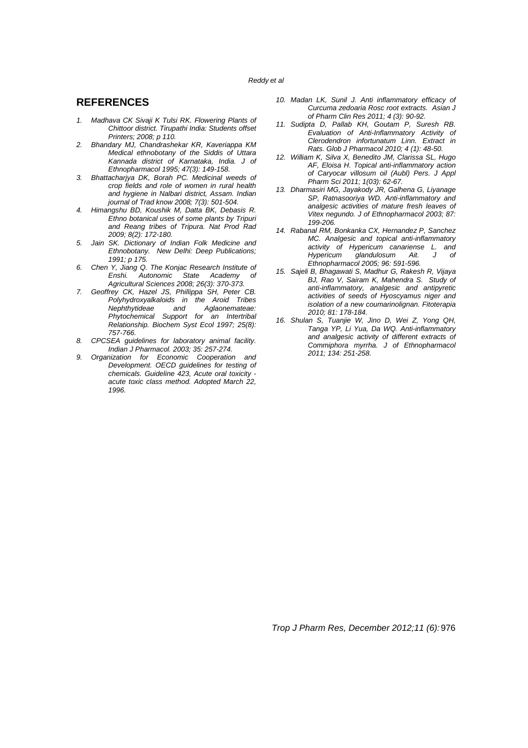## REFERENCES

1. *Madhava CK Sivaji K Tulsi RK. Flowering Plants of Chittoor district. Tirupathi India: Students offset Printers; 2008; p 110.*
2. *Bhandary MJ, Chandrashekar KR, Kaveriappa KM Medical ethnobotany of the Siddis of Uttara Kannada district of Karnataka, India. J of Ethnopharmacol 1995; 47(3): 149-158.*
3. *Bhattacharjya DK, Borah PC. Medicinal weeds of crop fields and role of women in rural health and hygiene in Nalbari district, Assam. Indian journal of Trad know 2008; 7(3): 501-504.*
4. *Himangshu BD, Koushik M, Datta BK, Debasis R. Ethno botanical uses of some plants by Tripuri and Reang tribes of Tripura. Nat Prod Rad 2009; 8(2): 172-180.*
5. *Jain SK. Dictionary of Indian Folk Medicine and Ethnobotany. New Delhi: Deep Publications; 1991; p 175.*
6. *Chen Y, Jiang Q. The Konjac Research Institute of Enshi. Autonomic State Academy of Agricultural Sciences 2008; 26(3): 370-373.*
7. *Geoffrey CK, Hazel JS, Phillippa SH, Peter CB. Polyhydroxyalkaloids in the Aroid Tribes Nephthytideae and Aglaonemateae: Phytochemical Support for an Intertribal Relationship. Biochem Syst Ecol 1997; 25(8): 757-766.*
8. *CPCSEA guidelines for laboratory animal facility. Indian J Pharmacol. 2003; 35: 257-274.*
9. *Organization for Economic Cooperation and Development. OECD guidelines for testing of chemicals. Guideline 423, Acute oral toxicity - acute toxic class method. Adopted March 22, 1996.*
10. *Madan LK, Sunil J. Anti inflammatory efficacy of Curcuma zedoaria Rosc root extracts. Asian J of Pharm Clin Res 2011; 4 (3): 90-92.*
11. *Sudipta D, Pallab KH, Goutam P, Suresh RB. Evaluation of Anti-Inflammatory Activity of Clerodendron infortunatum Linn. Extract in Rats. Glob J Pharmacol 2010; 4 (1): 48-50.*
12. *William K, Silva X, Benedito JM, Clarissa SL, Hugo AF, Eloisa H. Topical anti-inflammatory action of Caryocar villosum oil (Aubl) Pers. J Appl Pharm Sci 2011; 1(03): 62-67.*
13. *Dharmasiri MG, Jayakody JR, Galhena G, Liyanage SP, Ratnasooriya WD. Anti-inflammatory and analgesic activities of mature fresh leaves of Vitex negundo. J of Ethnopharmacol 2003; 87: 199-206.*
14. *Rabanal RM, Bonkanka CX, Hernandez P, Sanchez MC. Analgesic and topical anti-inflammatory activity of Hypericum canariense L. and Hypericum glandulosum Ait. J of Ethnopharmacol 2005; 96: 591-596.*
15. *Sajeli B, Bhagawati S, Madhur G, Rakesh R, Vijaya BJ, Rao V, Sairam K, Mahendra S. Study of anti-inflammatory, analgesic and antipyretic activities of seeds of Hyoscyamus niger and isolation of a new coumarinolignan. Fitoterapia 2010; 81: 178-184.*
16. *Shulan S, Tuanjie W, Jino D, Wei Z, Yong QH, Tanga YP, Li Yua, Da WQ. Anti-inflammatory and analgesic activity of different extracts of Commiphora myrrha. J of Ethnopharmacol 2011; 134: 251-258.*